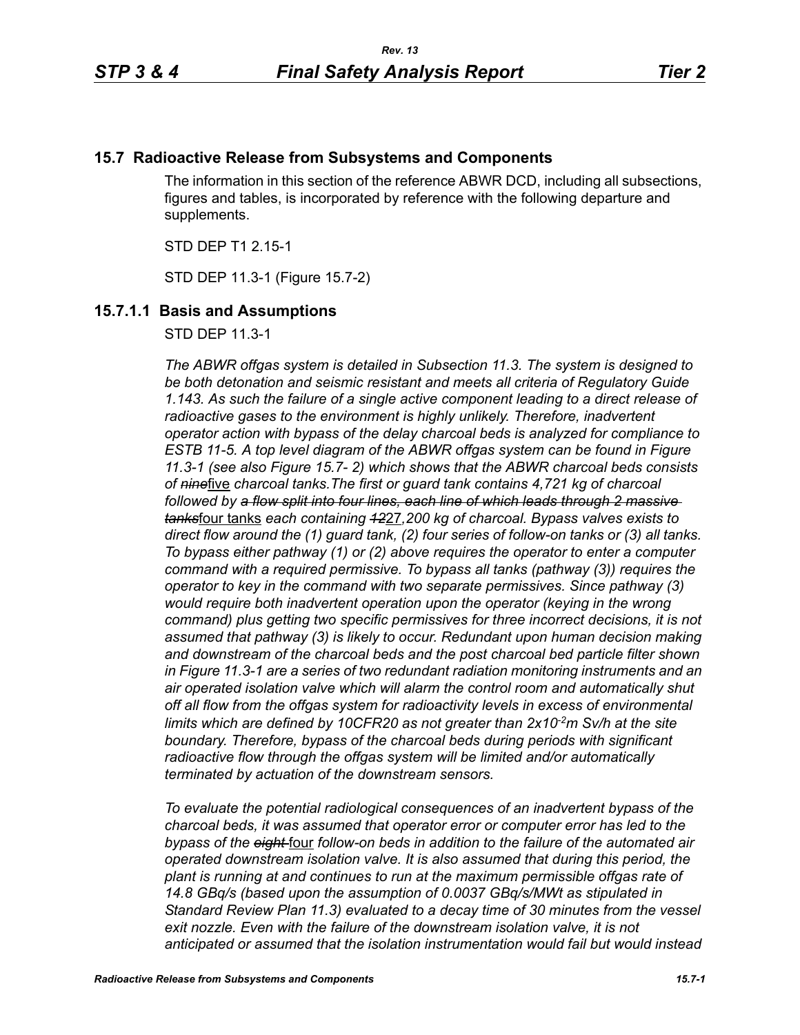## 15.7 Radioactive Release from Subsystems and Components

The information in this section of the reference ABWR DCD, including all subsections, figures and tables, is incorporated by reference with the following departure and supplements.

STD DEP T1 2.15-1

STD DEP 11.3-1 (Figure 15.7-2)

### 15.7.1.1 Basis and Assumptions

STD DEP 11.3-1

*The ABWR offgas system is detailed in Subsection 11.3. The system is designed to be both detonation and seismic resistant and meets all criteria of Regulatory Guide 1.143. As such the failure of a single active component leading to a direct release of radioactive gases to the environment is highly unlikely. Therefore, inadvertent operator action with bypass of the delay charcoal beds is analyzed for compliance to ESTB 11-5. A top level diagram of the ABWR offgas system can be found in Figure 11.3-1 (see also Figure 15.7- 2) which shows that the ABWR charcoal beds consists of ~~nine~~*five *charcoal tanks.The first or guard tank contains 4,721 kg of charcoal followed by ~~a flow split into four lines, each line of which leads through 2 massive tanks~~*four tanks *each containing ~~12~~*27*,200 kg of charcoal. Bypass valves exists to direct flow around the (1) guard tank, (2) four series of follow-on tanks or (3) all tanks. To bypass either pathway (1) or (2) above requires the operator to enter a computer command with a required permissive. To bypass all tanks (pathway (3)) requires the operator to key in the command with two separate permissives. Since pathway (3) would require both inadvertent operation upon the operator (keying in the wrong command) plus getting two specific permissives for three incorrect decisions, it is not assumed that pathway (3) is likely to occur. Redundant upon human decision making and downstream of the charcoal beds and the post charcoal bed particle filter shown in Figure 11.3-1 are a series of two redundant radiation monitoring instruments and an air operated isolation valve which will alarm the control room and automatically shut off all flow from the offgas system for radioactivity levels in excess of environmental limits which are defined by 10CFR20 as not greater than $2x10^{-2}$m Sv/h at the site boundary. Therefore, bypass of the charcoal beds during periods with significant radioactive flow through the offgas system will be limited and/or automatically terminated by actuation of the downstream sensors.*

*To evaluate the potential radiological consequences of an inadvertent bypass of the charcoal beds, it was assumed that operator error or computer error has led to the bypass of the ~~eight~~* four *follow-on beds in addition to the failure of the automated air operated downstream isolation valve. It is also assumed that during this period, the plant is running at and continues to run at the maximum permissible offgas rate of 14.8 GBq/s (based upon the assumption of 0.0037 GBq/s/MWt as stipulated in Standard Review Plan 11.3) evaluated to a decay time of 30 minutes from the vessel exit nozzle. Even with the failure of the downstream isolation valve, it is not anticipated or assumed that the isolation instrumentation would fail but would instead*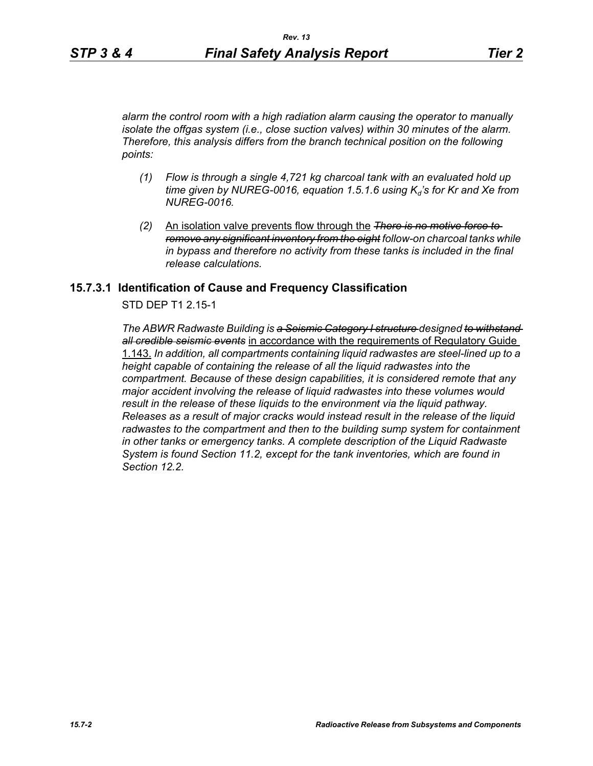*alarm the control room with a high radiation alarm causing the operator to manually isolate the offgas system (i.e., close suction valves) within 30 minutes of the alarm. Therefore, this analysis differs from the branch technical position on the following points:*

*(1) Flow is through a single 4,721 kg charcoal tank with an evaluated hold up time given by NUREG-0016, equation 1.5.1.6 using $K_d$'s for Kr and Xe from NUREG-0016.*

*(2)* <u>An isolation valve prevents flow through the</u> ~~*There is no motive force to remove any significant inventory from the eight*~~ *follow-on charcoal tanks while in bypass and therefore no activity from these tanks is included in the final release calculations.*

## 15.7.3.1 Identification of Cause and Frequency Classification

STD DEP T1 2.15-1

*The ABWR Radwaste Building is* ~~*a Seismic Category I structure*~~ *designed* ~~*to withstand all credible seismic events*~~ <u>in accordance with the requirements of Regulatory Guide 1.143.</u> *In addition, all compartments containing liquid radwastes are steel-lined up to a height capable of containing the release of all the liquid radwastes into the compartment. Because of these design capabilities, it is considered remote that any major accident involving the release of liquid radwastes into these volumes would result in the release of these liquids to the environment via the liquid pathway. Releases as a result of major cracks would instead result in the release of the liquid radwastes to the compartment and then to the building sump system for containment in other tanks or emergency tanks. A complete description of the Liquid Radwaste System is found Section 11.2, except for the tank inventories, which are found in Section 12.2.*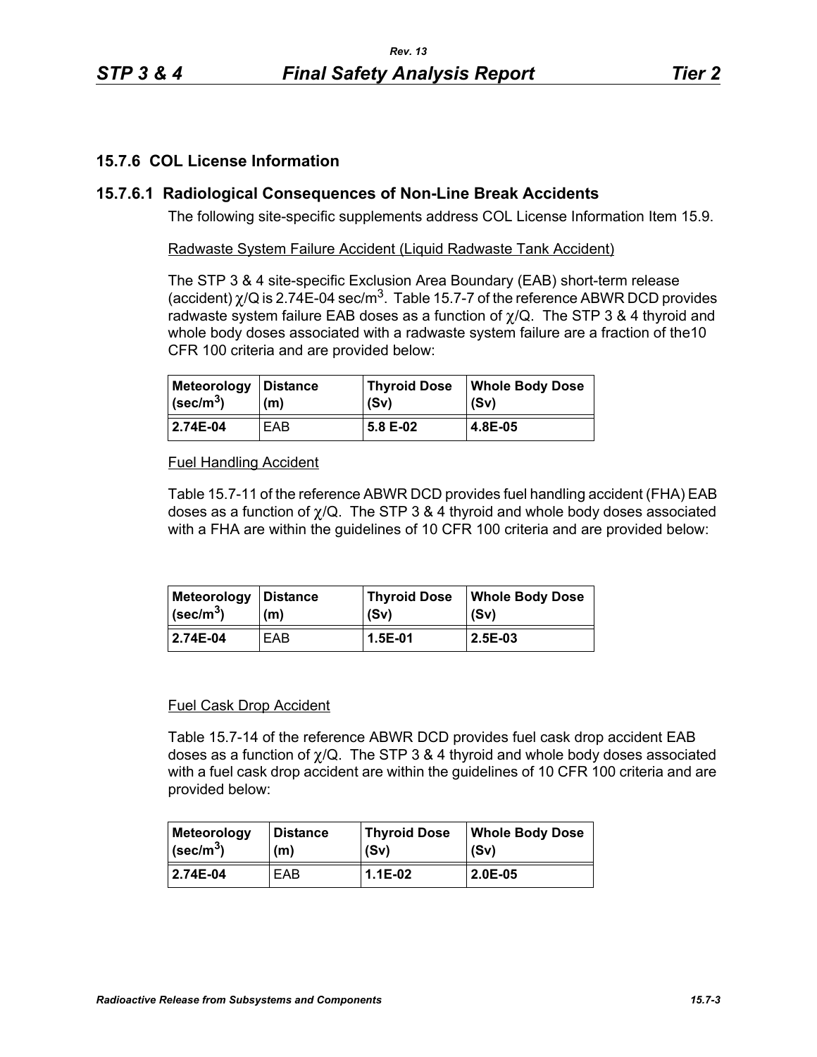## 15.7.6 COL License Information

### 15.7.6.1 Radiological Consequences of Non-Line Break Accidents

The following site-specific supplements address COL License Information Item 15.9.

Radwaste System Failure Accident (Liquid Radwaste Tank Accident)

The STP 3 & 4 site-specific Exclusion Area Boundary (EAB) short-term release (accident) $\chi$/Q is 2.74E-04 sec/m$^3$. Table 15.7-7 of the reference ABWR DCD provides radwaste system failure EAB doses as a function of $\chi$/Q. The STP 3 & 4 thyroid and whole body doses associated with a radwaste system failure are a fraction of the10 CFR 100 criteria and are provided below:

| Meteorology (sec/m$^3$) | Distance (m) | Thyroid Dose (Sv) | Whole Body Dose (Sv) |
|---|---|---|---|
| **2.74E-04** | EAB | **5.8 E-02** | **4.8E-05** |

Fuel Handling Accident

Table 15.7-11 of the reference ABWR DCD provides fuel handling accident (FHA) EAB doses as a function of $\chi$/Q. The STP 3 & 4 thyroid and whole body doses associated with a FHA are within the guidelines of 10 CFR 100 criteria and are provided below:

| Meteorology (sec/m$^3$) | Distance (m) | Thyroid Dose (Sv) | Whole Body Dose (Sv) |
|---|---|---|---|
| **2.74E-04** | EAB | **1.5E-01** | **2.5E-03** |

Fuel Cask Drop Accident

Table 15.7-14 of the reference ABWR DCD provides fuel cask drop accident EAB doses as a function of $\chi$/Q. The STP 3 & 4 thyroid and whole body doses associated with a fuel cask drop accident are within the guidelines of 10 CFR 100 criteria and are provided below:

| Meteorology (sec/m$^3$) | Distance (m) | Thyroid Dose (Sv) | Whole Body Dose (Sv) |
|---|---|---|---|
| **2.74E-04** | EAB | **1.1E-02** | **2.0E-05** |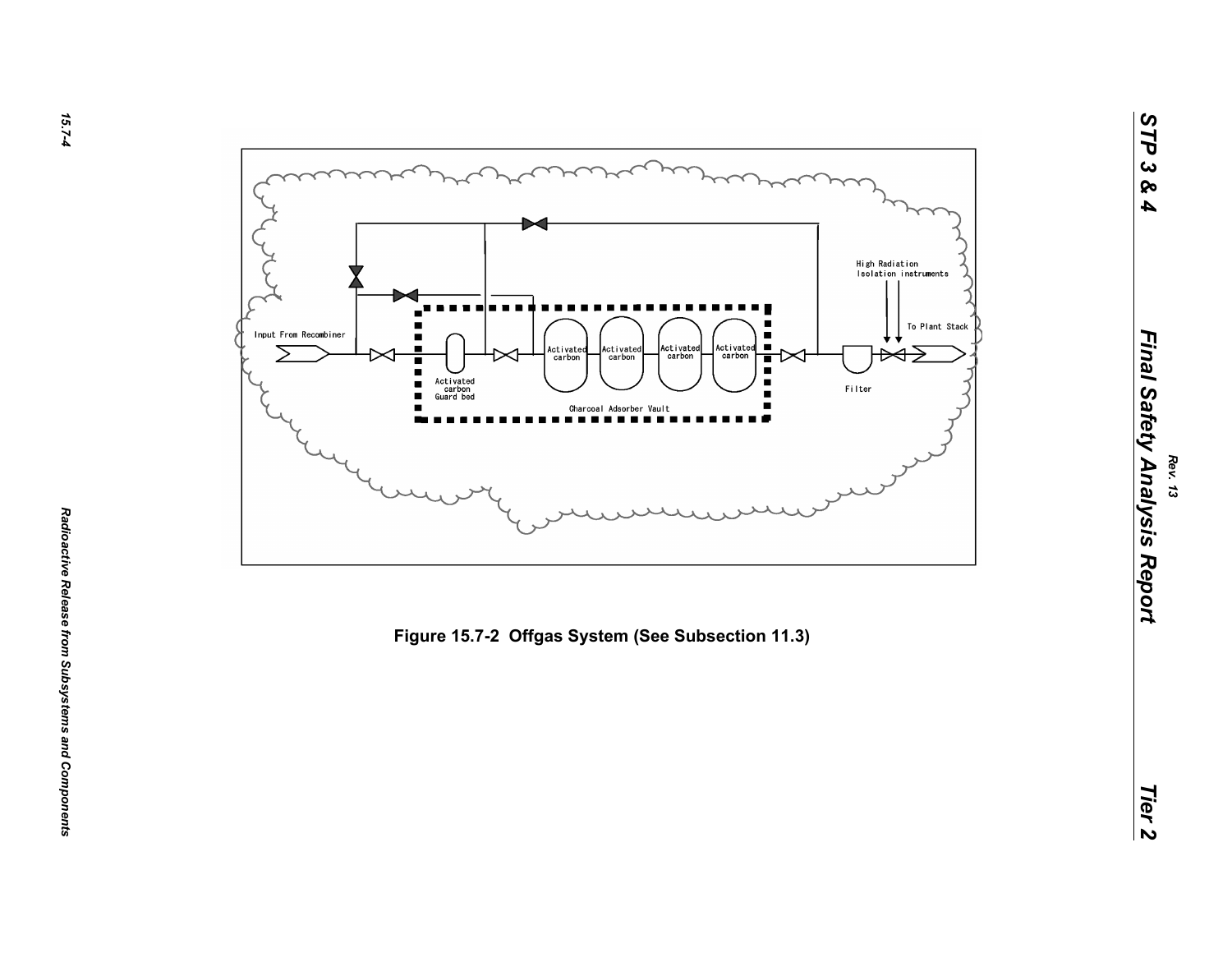Input From Recombiner

Activated carbon Guard bed

Activated carbon

Activated carbon

Activated carbon

Activated carbon

Charcoal Adsorber Vault

High Radiation Isolation instruments

To Plant Stack

Filter

Figure 15.7-2  Offgas System (See Subsection 11.3)